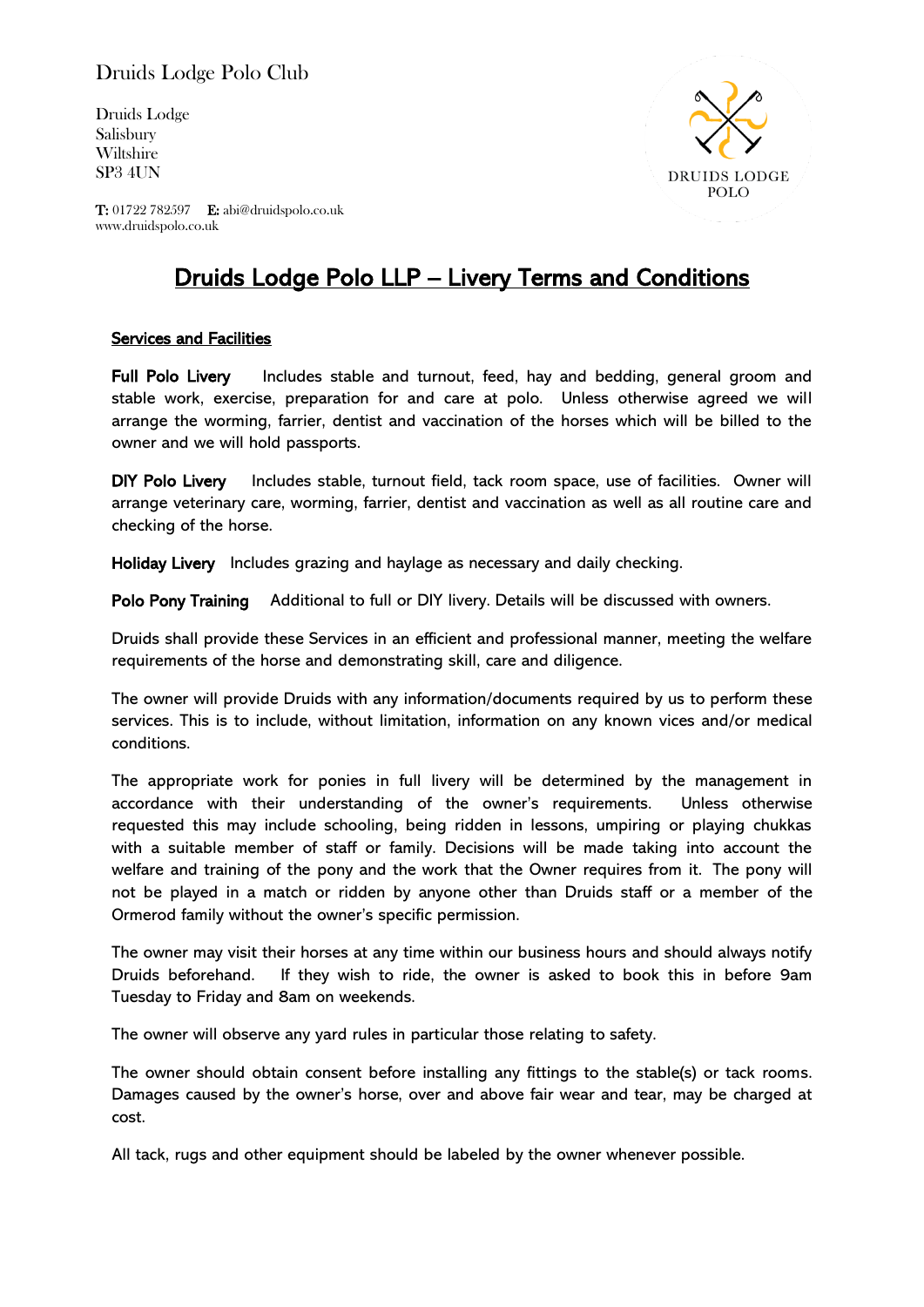Druids Lodge Polo Club

Druids Lodge
Salisbury
Wiltshire
SP3 4UN

**T:** 01722 782597 **E:** abi@druidspolo.co.uk
www.druidspolo.co.uk

DRUIDS LODGE POLO

# Druids Lodge Polo LLP – Livery Terms and Conditions

## Services and Facilities

**Full Polo Livery** Includes stable and turnout, feed, hay and bedding, general groom and stable work, exercise, preparation for and care at polo. Unless otherwise agreed we will arrange the worming, farrier, dentist and vaccination of the horses which will be billed to the owner and we will hold passports.

**DIY Polo Livery** Includes stable, turnout field, tack room space, use of facilities. Owner will arrange veterinary care, worming, farrier, dentist and vaccination as well as all routine care and checking of the horse.

**Holiday Livery** Includes grazing and haylage as necessary and daily checking.

**Polo Pony Training** Additional to full or DIY livery. Details will be discussed with owners.

Druids shall provide these Services in an efficient and professional manner, meeting the welfare requirements of the horse and demonstrating skill, care and diligence.

The owner will provide Druids with any information/documents required by us to perform these services. This is to include, without limitation, information on any known vices and/or medical conditions.

The appropriate work for ponies in full livery will be determined by the management in accordance with their understanding of the owner's requirements. Unless otherwise requested this may include schooling, being ridden in lessons, umpiring or playing chukkas with a suitable member of staff or family. Decisions will be made taking into account the welfare and training of the pony and the work that the Owner requires from it. The pony will not be played in a match or ridden by anyone other than Druids staff or a member of the Ormerod family without the owner's specific permission.

The owner may visit their horses at any time within our business hours and should always notify Druids beforehand. If they wish to ride, the owner is asked to book this in before 9am Tuesday to Friday and 8am on weekends.

The owner will observe any yard rules in particular those relating to safety.

The owner should obtain consent before installing any fittings to the stable(s) or tack rooms. Damages caused by the owner's horse, over and above fair wear and tear, may be charged at cost.

All tack, rugs and other equipment should be labeled by the owner whenever possible.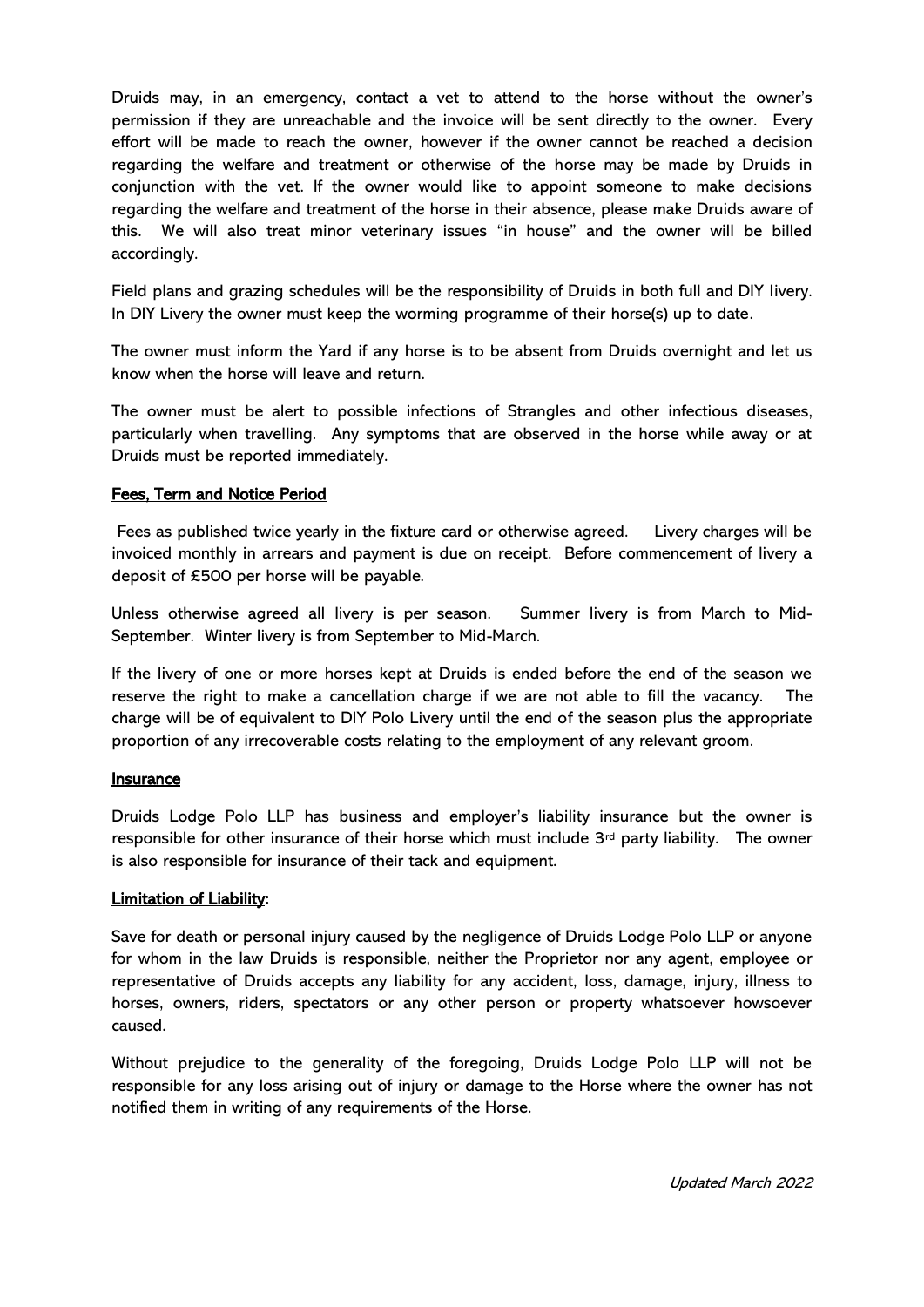Druids may, in an emergency, contact a vet to attend to the horse without the owner's permission if they are unreachable and the invoice will be sent directly to the owner. Every effort will be made to reach the owner, however if the owner cannot be reached a decision regarding the welfare and treatment or otherwise of the horse may be made by Druids in conjunction with the vet. If the owner would like to appoint someone to make decisions regarding the welfare and treatment of the horse in their absence, please make Druids aware of this. We will also treat minor veterinary issues "in house" and the owner will be billed accordingly.

Field plans and grazing schedules will be the responsibility of Druids in both full and DIY livery. In DIY Livery the owner must keep the worming programme of their horse(s) up to date.

The owner must inform the Yard if any horse is to be absent from Druids overnight and let us know when the horse will leave and return.

The owner must be alert to possible infections of Strangles and other infectious diseases, particularly when travelling. Any symptoms that are observed in the horse while away or at Druids must be reported immediately.

**Fees, Term and Notice Period**

Fees as published twice yearly in the fixture card or otherwise agreed. Livery charges will be invoiced monthly in arrears and payment is due on receipt. Before commencement of livery a deposit of £500 per horse will be payable.

Unless otherwise agreed all livery is per season. Summer livery is from March to Mid-September. Winter livery is from September to Mid-March.

If the livery of one or more horses kept at Druids is ended before the end of the season we reserve the right to make a cancellation charge if we are not able to fill the vacancy. The charge will be of equivalent to DIY Polo Livery until the end of the season plus the appropriate proportion of any irrecoverable costs relating to the employment of any relevant groom.

**Insurance**

Druids Lodge Polo LLP has business and employer's liability insurance but the owner is responsible for other insurance of their horse which must include 3rd party liability. The owner is also responsible for insurance of their tack and equipment.

**Limitation of Liability:**

Save for death or personal injury caused by the negligence of Druids Lodge Polo LLP or anyone for whom in the law Druids is responsible, neither the Proprietor nor any agent, employee or representative of Druids accepts any liability for any accident, loss, damage, injury, illness to horses, owners, riders, spectators or any other person or property whatsoever howsoever caused.

Without prejudice to the generality of the foregoing, Druids Lodge Polo LLP will not be responsible for any loss arising out of injury or damage to the Horse where the owner has not notified them in writing of any requirements of the Horse.

*Updated March 2022*